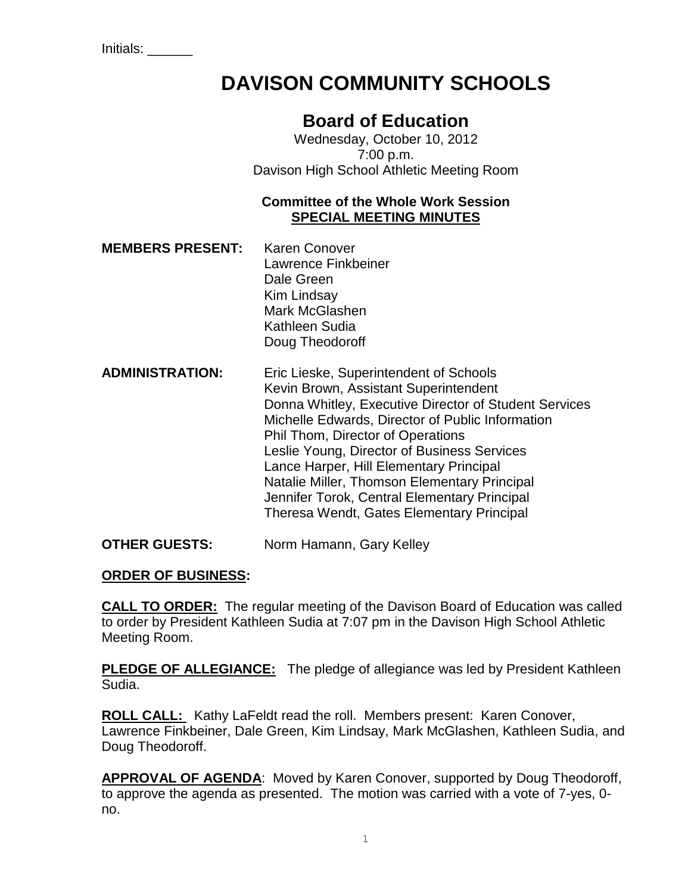Initials: ______

# DAVISON COMMUNITY SCHOOLS

## Board of Education

Wednesday, October 10, 2012
7:00 p.m.
Davison High School Athletic Meeting Room

**Committee of the Whole Work Session**
**SPECIAL MEETING MINUTES**

**MEMBERS PRESENT:**
Karen Conover
Lawrence Finkbeiner
Dale Green
Kim Lindsay
Mark McGlashen
Kathleen Sudia
Doug Theodoroff

**ADMINISTRATION:**
Eric Lieske, Superintendent of Schools
Kevin Brown, Assistant Superintendent
Donna Whitley, Executive Director of Student Services
Michelle Edwards, Director of Public Information
Phil Thom, Director of Operations
Leslie Young, Director of Business Services
Lance Harper, Hill Elementary Principal
Natalie Miller, Thomson Elementary Principal
Jennifer Torok, Central Elementary Principal
Theresa Wendt, Gates Elementary Principal

**OTHER GUESTS:** Norm Hamann, Gary Kelley

**ORDER OF BUSINESS:**

**CALL TO ORDER:** The regular meeting of the Davison Board of Education was called to order by President Kathleen Sudia at 7:07 pm in the Davison High School Athletic Meeting Room.

**PLEDGE OF ALLEGIANCE:** The pledge of allegiance was led by President Kathleen Sudia.

**ROLL CALL:** Kathy LaFeldt read the roll. Members present: Karen Conover, Lawrence Finkbeiner, Dale Green, Kim Lindsay, Mark McGlashen, Kathleen Sudia, and Doug Theodoroff.

**APPROVAL OF AGENDA**: Moved by Karen Conover, supported by Doug Theodoroff, to approve the agenda as presented. The motion was carried with a vote of 7-yes, 0-no.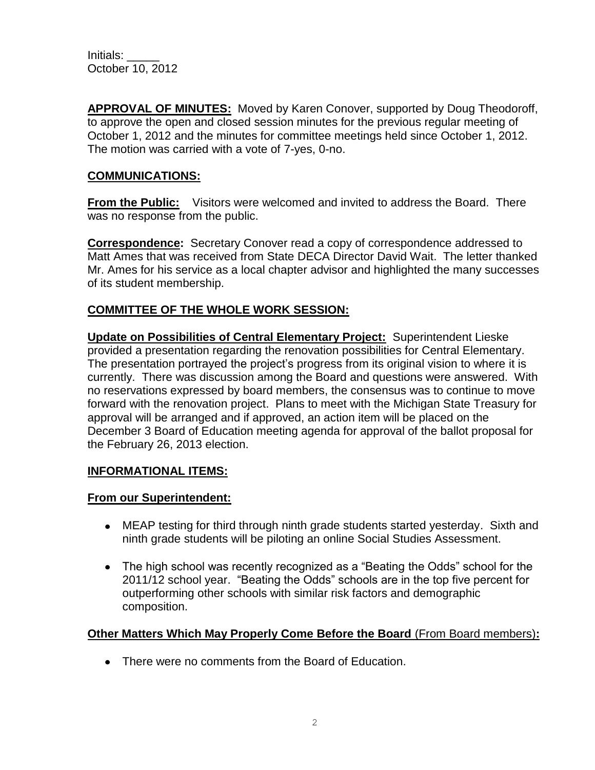Initials: _____
October 10, 2012

**APPROVAL OF MINUTES:** Moved by Karen Conover, supported by Doug Theodoroff, to approve the open and closed session minutes for the previous regular meeting of October 1, 2012 and the minutes for committee meetings held since October 1, 2012. The motion was carried with a vote of 7-yes, 0-no.

**COMMUNICATIONS:**

**From the Public:** Visitors were welcomed and invited to address the Board. There was no response from the public.

**Correspondence:** Secretary Conover read a copy of correspondence addressed to Matt Ames that was received from State DECA Director David Wait. The letter thanked Mr. Ames for his service as a local chapter advisor and highlighted the many successes of its student membership.

**COMMITTEE OF THE WHOLE WORK SESSION:**

**Update on Possibilities of Central Elementary Project:** Superintendent Lieske provided a presentation regarding the renovation possibilities for Central Elementary. The presentation portrayed the project's progress from its original vision to where it is currently. There was discussion among the Board and questions were answered. With no reservations expressed by board members, the consensus was to continue to move forward with the renovation project. Plans to meet with the Michigan State Treasury for approval will be arranged and if approved, an action item will be placed on the December 3 Board of Education meeting agenda for approval of the ballot proposal for the February 26, 2013 election.

**INFORMATIONAL ITEMS:**

**From our Superintendent:**

- MEAP testing for third through ninth grade students started yesterday. Sixth and ninth grade students will be piloting an online Social Studies Assessment.
- The high school was recently recognized as a "Beating the Odds" school for the 2011/12 school year. "Beating the Odds" schools are in the top five percent for outperforming other schools with similar risk factors and demographic composition.

**Other Matters Which May Properly Come Before the Board** (From Board members)**:**

- There were no comments from the Board of Education.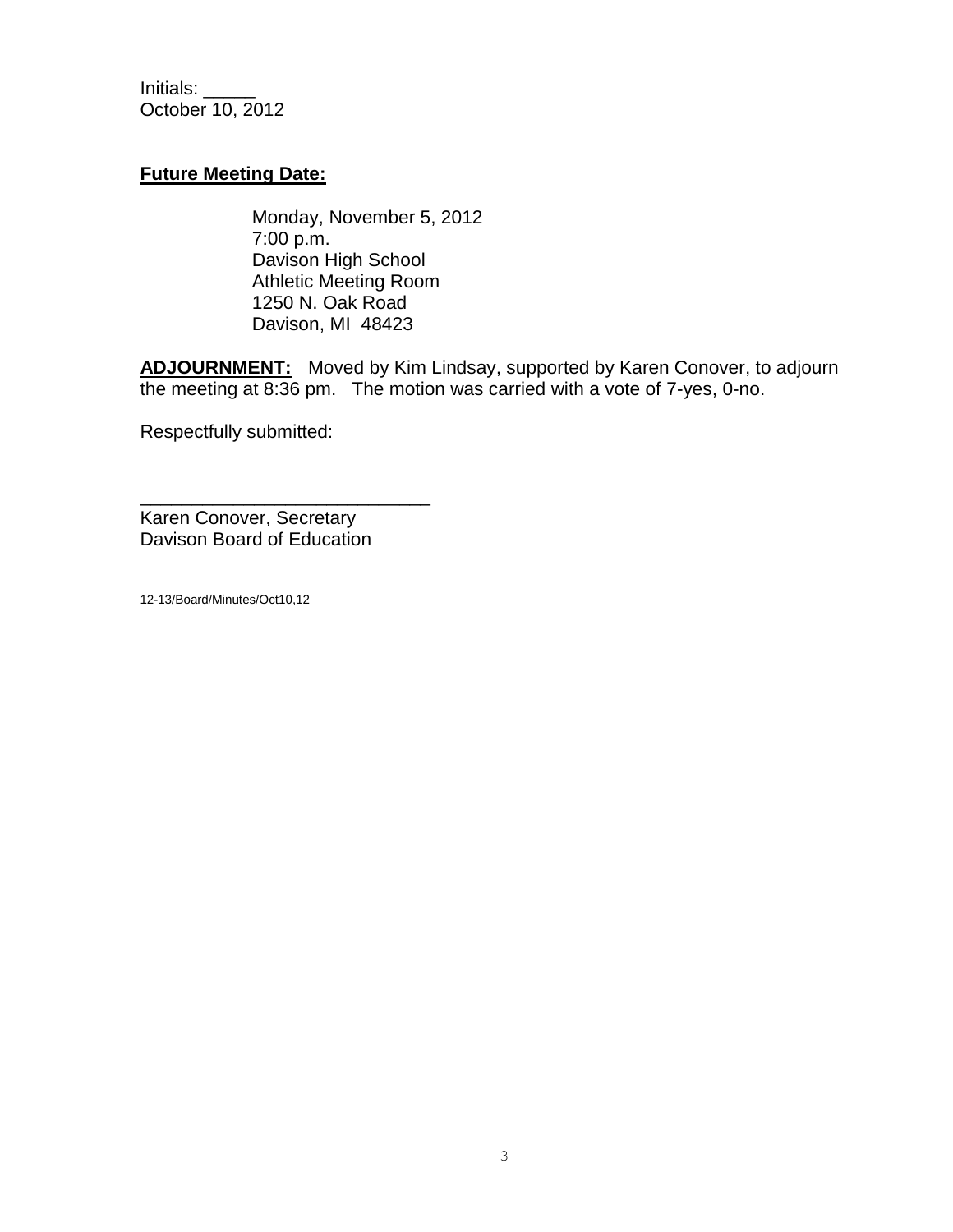Initials: _____
October 10, 2012

**Future Meeting Date:**

Monday, November 5, 2012
7:00 p.m.
Davison High School
Athletic Meeting Room
1250 N. Oak Road
Davison, MI 48423

**ADJOURNMENT:** Moved by Kim Lindsay, supported by Karen Conover, to adjourn the meeting at 8:36 pm. The motion was carried with a vote of 7-yes, 0-no.

Respectfully submitted:

____________________________
Karen Conover, Secretary
Davison Board of Education

12-13/Board/Minutes/Oct10,12